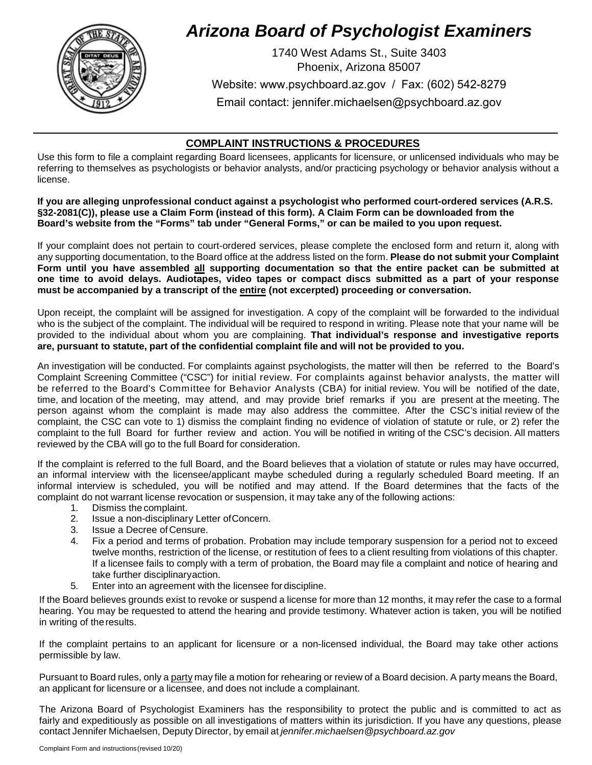# Arizona Board of Psychologist Examiners

1740 West Adams St., Suite 3403
Phoenix, Arizona 85007

Website: www.psychboard.az.gov / Fax: (602) 542-8279

Email contact: jennifer.michaelsen@psychboard.az.gov

## COMPLAINT INSTRUCTIONS & PROCEDURES

Use this form to file a complaint regarding Board licensees, applicants for licensure, or unlicensed individuals who may be referring to themselves as psychologists or behavior analysts, and/or practicing psychology or behavior analysis without a license.

**If you are alleging unprofessional conduct against a psychologist who performed court-ordered services (A.R.S. §32-2081(C)), please use a Claim Form (instead of this form). A Claim Form can be downloaded from the Board's website from the "Forms" tab under "General Forms," or can be mailed to you upon request.**

If your complaint does not pertain to court-ordered services, please complete the enclosed form and return it, along with any supporting documentation, to the Board office at the address listed on the form. **Please do not submit your Complaint Form until you have assembled all supporting documentation so that the entire packet can be submitted at one time to avoid delays. Audiotapes, video tapes or compact discs submitted as a part of your response must be accompanied by a transcript of the entire (not excerpted) proceeding or conversation.**

Upon receipt, the complaint will be assigned for investigation. A copy of the complaint will be forwarded to the individual who is the subject of the complaint. The individual will be required to respond in writing. Please note that your name will be provided to the individual about whom you are complaining. **That individual's response and investigative reports are, pursuant to statute, part of the confidential complaint file and will not be provided to you.**

An investigation will be conducted. For complaints against psychologists, the matter will then be referred to the Board's Complaint Screening Committee ("CSC") for initial review. For complaints against behavior analysts, the matter will be referred to the Board's Committee for Behavior Analysts (CBA) for initial review. You will be notified of the date, time, and location of the meeting, may attend, and may provide brief remarks if you are present at the meeting. The person against whom the complaint is made may also address the committee. After the CSC's initial review of the complaint, the CSC can vote to 1) dismiss the complaint finding no evidence of violation of statute or rule, or 2) refer the complaint to the full Board for further review and action. You will be notified in writing of the CSC's decision. All matters reviewed by the CBA will go to the full Board for consideration.

If the complaint is referred to the full Board, and the Board believes that a violation of statute or rules may have occurred, an informal interview with the licensee/applicant maybe scheduled during a regularly scheduled Board meeting. If an informal interview is scheduled, you will be notified and may attend. If the Board determines that the facts of the complaint do not warrant license revocation or suspension, it may take any of the following actions:

1. Dismiss the complaint.
2. Issue a non-disciplinary Letter of Concern.
3. Issue a Decree of Censure.
4. Fix a period and terms of probation. Probation may include temporary suspension for a period not to exceed twelve months, restriction of the license, or restitution of fees to a client resulting from violations of this chapter. If a licensee fails to comply with a term of probation, the Board may file a complaint and notice of hearing and take further disciplinary action.
5. Enter into an agreement with the licensee for discipline.

If the Board believes grounds exist to revoke or suspend a license for more than 12 months, it may refer the case to a formal hearing. You may be requested to attend the hearing and provide testimony. Whatever action is taken, you will be notified in writing of the results.

If the complaint pertains to an applicant for licensure or a non-licensed individual, the Board may take other actions permissible by law.

Pursuant to Board rules, only a party may file a motion for rehearing or review of a Board decision. A party means the Board, an applicant for licensure or a licensee, and does not include a complainant.

The Arizona Board of Psychologist Examiners has the responsibility to protect the public and is committed to act as fairly and expeditiously as possible on all investigations of matters within its jurisdiction. If you have any questions, please contact Jennifer Michaelsen, Deputy Director, by email at *jennifer.michaelsen@psychboard.az.gov*

Complaint Form and instructions (revised 10/20)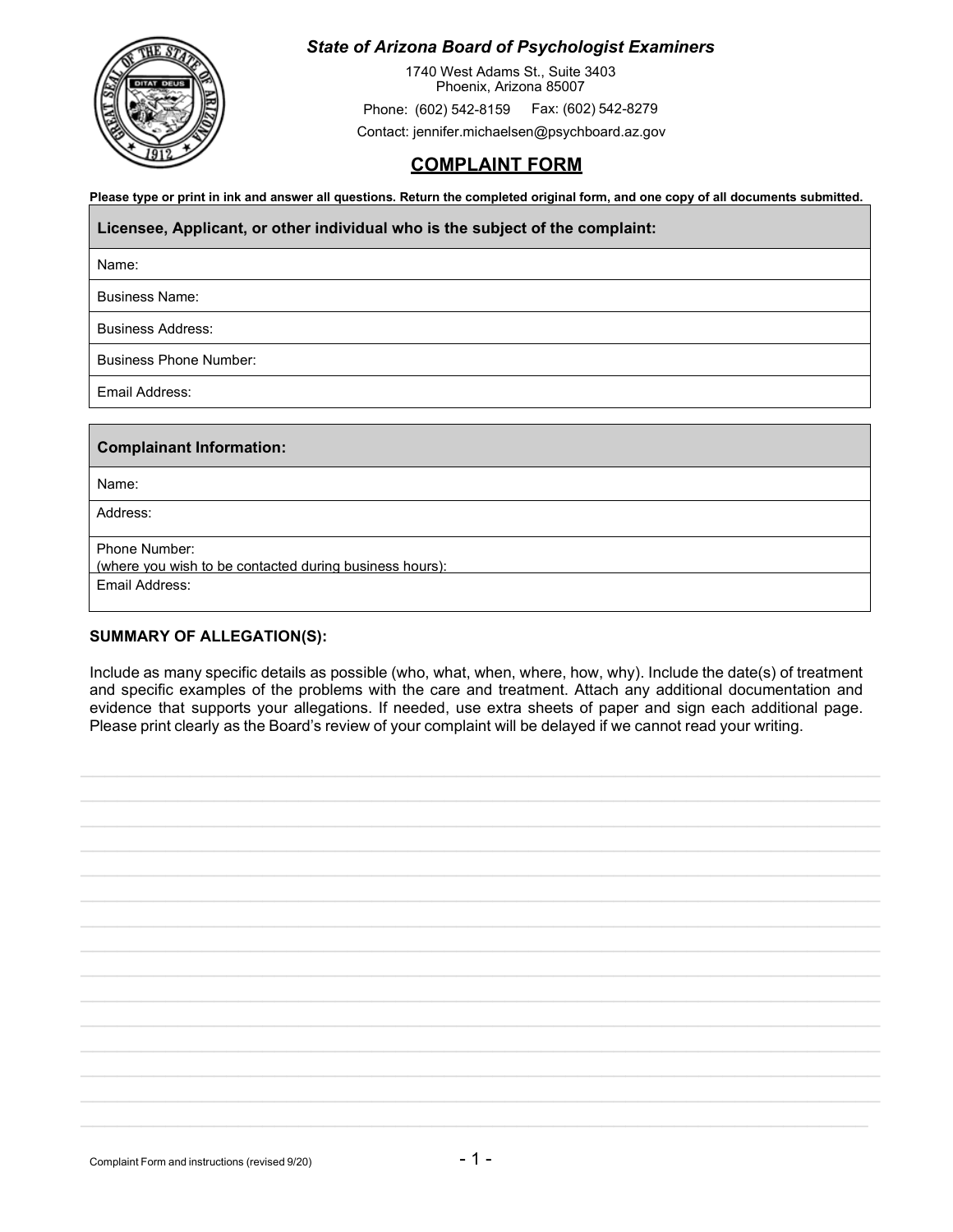*State of Arizona Board of Psychologist Examiners*

1740 West Adams St., Suite 3403
Phoenix, Arizona 85007

Phone: (602) 542-8159 Fax: (602) 542-8279

Contact: jennifer.michaelsen@psychboard.az.gov

## COMPLAINT FORM

**Please type or print in ink and answer all questions. Return the completed original form, and one copy of all documents submitted.**

| **Licensee, Applicant, or other individual who is the subject of the complaint:** |
|---|
| Name: |
| Business Name: |
| Business Address: |
| Business Phone Number: |
| Email Address: |

| **Complainant Information:** |
|---|
| Name: |
| Address: |
| Phone Number: (where you wish to be contacted during business hours): |
| Email Address: |

**SUMMARY OF ALLEGATION(S):**

Include as many specific details as possible (who, what, when, where, how, why). Include the date(s) of treatment and specific examples of the problems with the care and treatment. Attach any additional documentation and evidence that supports your allegations. If needed, use extra sheets of paper and sign each additional page. Please print clearly as the Board's review of your complaint will be delayed if we cannot read your writing.

Complaint Form and instructions (revised 9/20)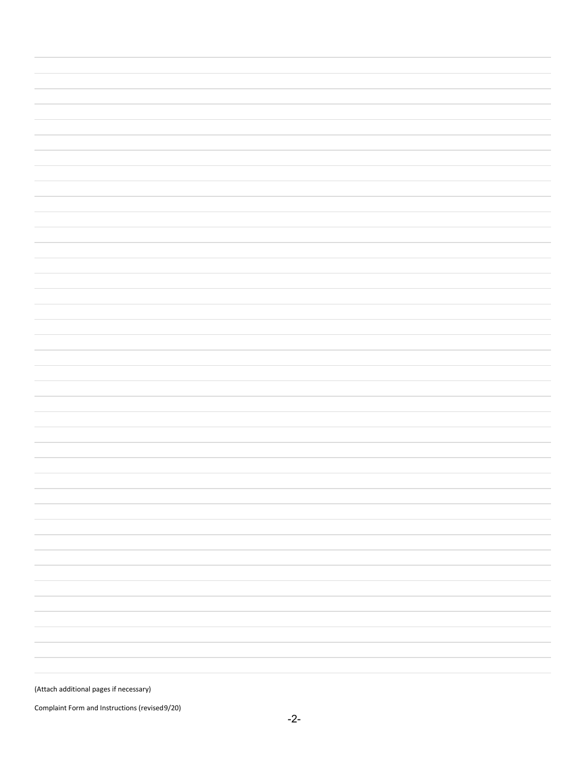(Attach additional pages if necessary)

Complaint Form and Instructions (revised9/20)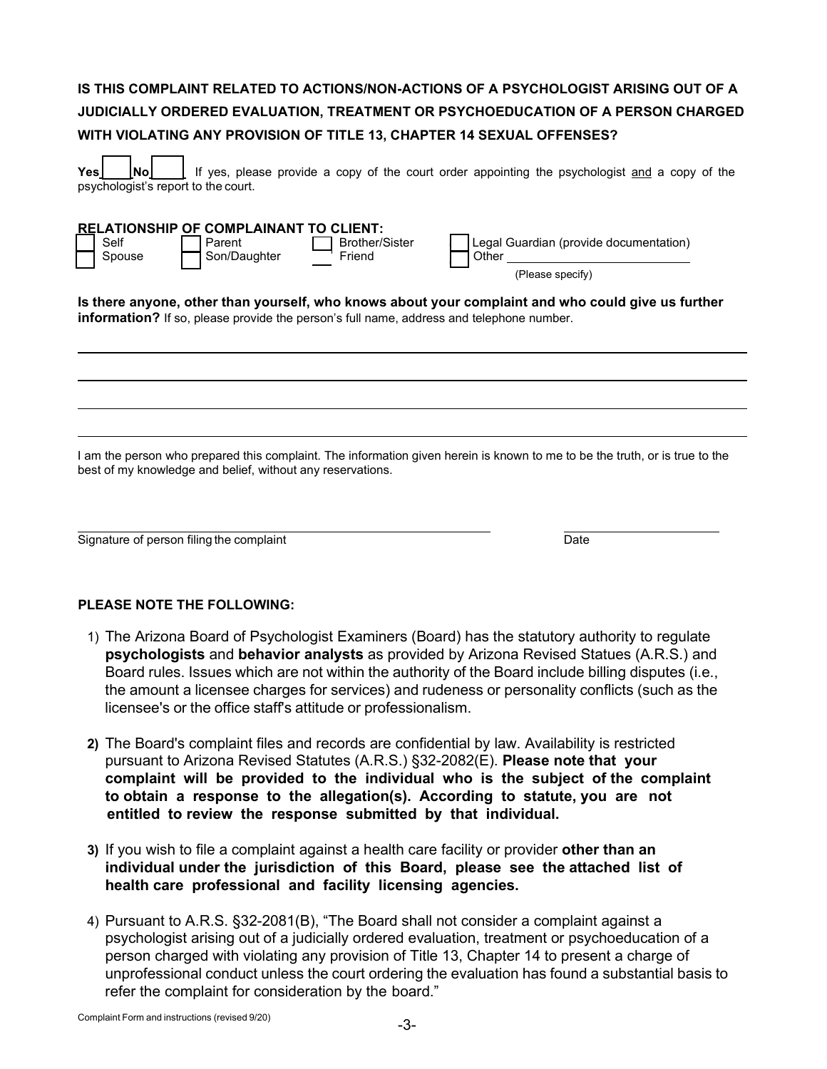**IS THIS COMPLAINT RELATED TO ACTIONS/NON-ACTIONS OF A PSYCHOLOGIST ARISING OUT OF A JUDICIALLY ORDERED EVALUATION, TREATMENT OR PSYCHOEDUCATION OF A PERSON CHARGED WITH VIOLATING ANY PROVISION OF TITLE 13, CHAPTER 14 SEXUAL OFFENSES?**

**Yes** ☐ **No** ☐ If yes, please provide a copy of the court order appointing the psychologist and a copy of the psychologist's report to the court.

**RELATIONSHIP OF COMPLAINANT TO CLIENT:**

☐ Self ☐ Parent ☐ Brother/Sister ☐ Legal Guardian (provide documentation)
☐ Spouse ☐ Son/Daughter ☐ Friend ☐ Other ______________________
(Please specify)

**Is there anyone, other than yourself, who knows about your complaint and who could give us further information?** If so, please provide the person's full name, address and telephone number.

_______________________________________________________________

_______________________________________________________________

_______________________________________________________________

_______________________________________________________________

I am the person who prepared this complaint. The information given herein is known to me to be the truth, or is true to the best of my knowledge and belief, without any reservations.

______________________________________________ ____________________
Signature of person filing the complaint Date

**PLEASE NOTE THE FOLLOWING:**

1) The Arizona Board of Psychologist Examiners (Board) has the statutory authority to regulate **psychologists** and **behavior analysts** as provided by Arizona Revised Statues (A.R.S.) and Board rules. Issues which are not within the authority of the Board include billing disputes (i.e., the amount a licensee charges for services) and rudeness or personality conflicts (such as the licensee's or the office staff's attitude or professionalism.

2) The Board's complaint files and records are confidential by law. Availability is restricted pursuant to Arizona Revised Statutes (A.R.S.) §32-2082(E). **Please note that your complaint will be provided to the individual who is the subject of the complaint to obtain a response to the allegation(s). According to statute, you are not entitled to review the response submitted by that individual.**

3) If you wish to file a complaint against a health care facility or provider **other than an individual under the jurisdiction of this Board, please see the attached list of health care professional and facility licensing agencies.**

4) Pursuant to A.R.S. §32-2081(B), "The Board shall not consider a complaint against a psychologist arising out of a judicially ordered evaluation, treatment or psychoeducation of a person charged with violating any provision of Title 13, Chapter 14 to present a charge of unprofessional conduct unless the court ordering the evaluation has found a substantial basis to refer the complaint for consideration by the board."